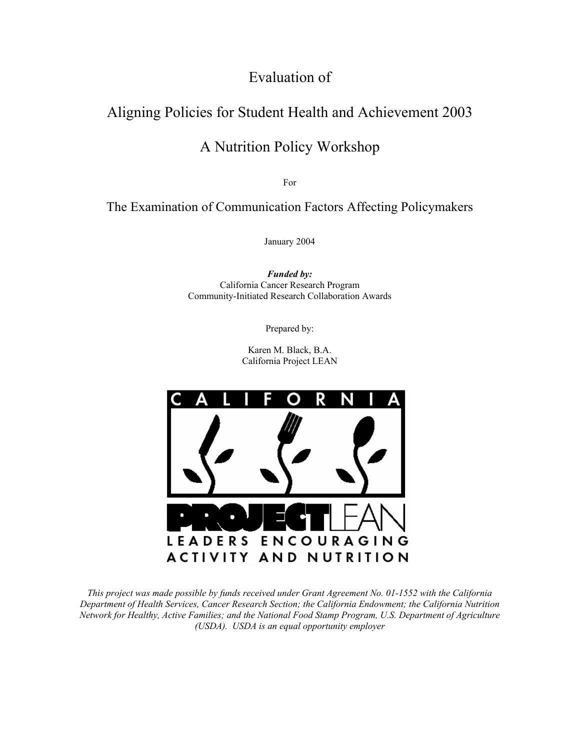# Evaluation of

# Aligning Policies for Student Health and Achievement 2003

# A Nutrition Policy Workshop

For

## The Examination of Communication Factors Affecting Policymakers

January 2004

***Funded by:***
California Cancer Research Program
Community-Initiated Research Collaboration Awards

Prepared by:

Karen M. Black, B.A.
California Project LEAN

CALIFORNIA
PROJECTLEAN
LEADERS ENCOURAGING ACTIVITY AND NUTRITION

*This project was made possible by funds received under Grant Agreement No. 01-1552 with the California Department of Health Services, Cancer Research Section; the California Endowment; the California Nutrition Network for Healthy, Active Families; and the National Food Stamp Program, U.S. Department of Agriculture (USDA). USDA is an equal opportunity employer*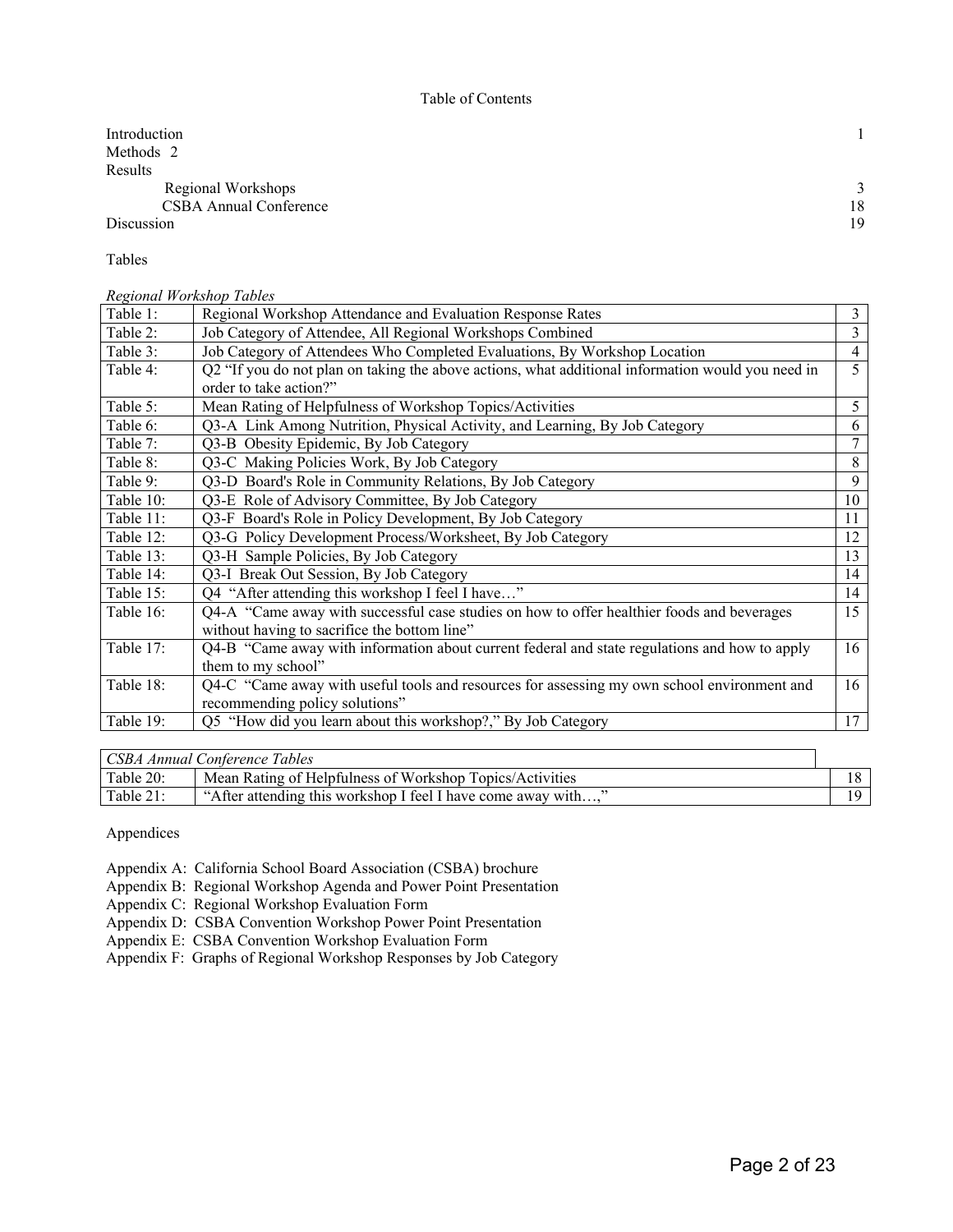Table of Contents

| | |
|---|---|
| Introduction | 1 |
| Methods | 2 |
| Results | |
| Regional Workshops | 3 |
| CSBA Annual Conference | 18 |
| Discussion | 19 |

Tables

*Regional Workshop Tables*

| | | |
|---|---|---|
| Table 1: | Regional Workshop Attendance and Evaluation Response Rates | 3 |
| Table 2: | Job Category of Attendee, All Regional Workshops Combined | 3 |
| Table 3: | Job Category of Attendees Who Completed Evaluations, By Workshop Location | 4 |
| Table 4: | Q2 "If you do not plan on taking the above actions, what additional information would you need in order to take action?" | 5 |
| Table 5: | Mean Rating of Helpfulness of Workshop Topics/Activities | 5 |
| Table 6: | Q3-A Link Among Nutrition, Physical Activity, and Learning, By Job Category | 6 |
| Table 7: | Q3-B Obesity Epidemic, By Job Category | 7 |
| Table 8: | Q3-C Making Policies Work, By Job Category | 8 |
| Table 9: | Q3-D Board's Role in Community Relations, By Job Category | 9 |
| Table 10: | Q3-E Role of Advisory Committee, By Job Category | 10 |
| Table 11: | Q3-F Board's Role in Policy Development, By Job Category | 11 |
| Table 12: | Q3-G Policy Development Process/Worksheet, By Job Category | 12 |
| Table 13: | Q3-H Sample Policies, By Job Category | 13 |
| Table 14: | Q3-I Break Out Session, By Job Category | 14 |
| Table 15: | Q4 "After attending this workshop I feel I have…" | 14 |
| Table 16: | Q4-A "Came away with successful case studies on how to offer healthier foods and beverages without having to sacrifice the bottom line" | 15 |
| Table 17: | Q4-B "Came away with information about current federal and state regulations and how to apply them to my school" | 16 |
| Table 18: | Q4-C "Came away with useful tools and resources for assessing my own school environment and recommending policy solutions" | 16 |
| Table 19: | Q5 "How did you learn about this workshop?," By Job Category | 17 |

| *CSBA Annual Conference Tables* | | |
|---|---|---|
| Table 20: | Mean Rating of Helpfulness of Workshop Topics/Activities | 18 |
| Table 21: | "After attending this workshop I feel I have come away with…," | 19 |

Appendices

Appendix A: California School Board Association (CSBA) brochure
Appendix B: Regional Workshop Agenda and Power Point Presentation
Appendix C: Regional Workshop Evaluation Form
Appendix D: CSBA Convention Workshop Power Point Presentation
Appendix E: CSBA Convention Workshop Evaluation Form
Appendix F: Graphs of Regional Workshop Responses by Job Category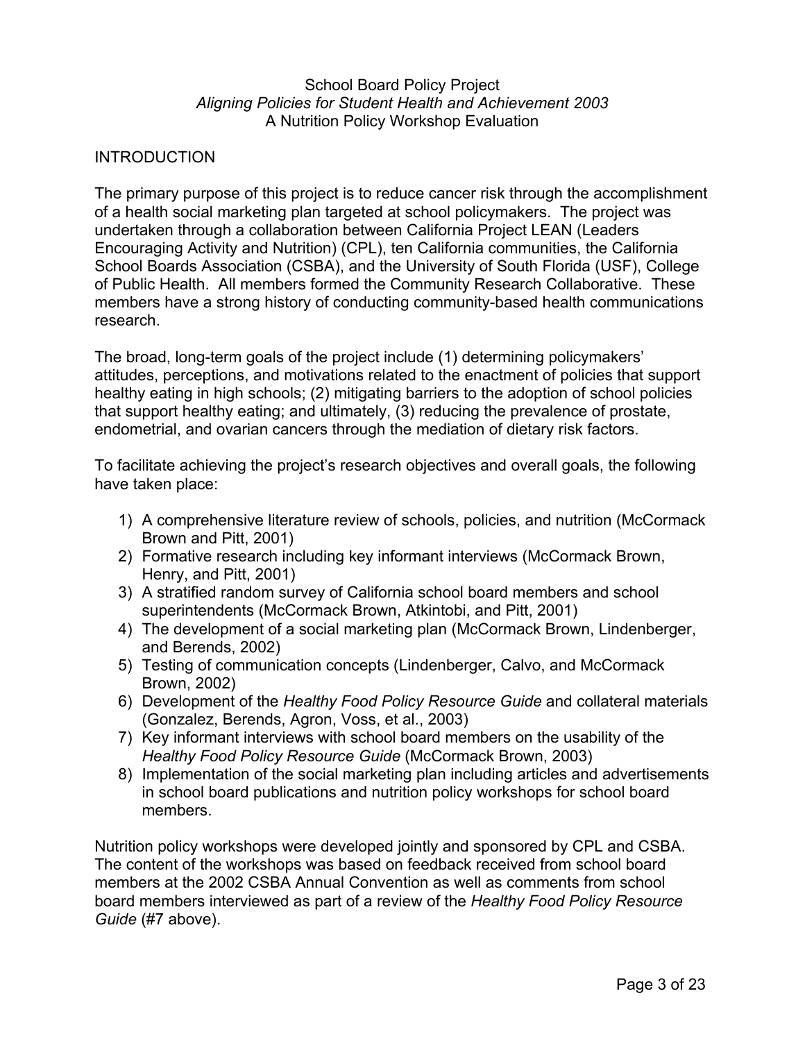School Board Policy Project
*Aligning Policies for Student Health and Achievement 2003*
A Nutrition Policy Workshop Evaluation

## INTRODUCTION

The primary purpose of this project is to reduce cancer risk through the accomplishment of a health social marketing plan targeted at school policymakers. The project was undertaken through a collaboration between California Project LEAN (Leaders Encouraging Activity and Nutrition) (CPL), ten California communities, the California School Boards Association (CSBA), and the University of South Florida (USF), College of Public Health. All members formed the Community Research Collaborative. These members have a strong history of conducting community-based health communications research.

The broad, long-term goals of the project include (1) determining policymakers' attitudes, perceptions, and motivations related to the enactment of policies that support healthy eating in high schools; (2) mitigating barriers to the adoption of school policies that support healthy eating; and ultimately, (3) reducing the prevalence of prostate, endometrial, and ovarian cancers through the mediation of dietary risk factors.

To facilitate achieving the project's research objectives and overall goals, the following have taken place:

1) A comprehensive literature review of schools, policies, and nutrition (McCormack Brown and Pitt, 2001)
2) Formative research including key informant interviews (McCormack Brown, Henry, and Pitt, 2001)
3) A stratified random survey of California school board members and school superintendents (McCormack Brown, Atkintobi, and Pitt, 2001)
4) The development of a social marketing plan (McCormack Brown, Lindenberger, and Berends, 2002)
5) Testing of communication concepts (Lindenberger, Calvo, and McCormack Brown, 2002)
6) Development of the *Healthy Food Policy Resource Guide* and collateral materials (Gonzalez, Berends, Agron, Voss, et al., 2003)
7) Key informant interviews with school board members on the usability of the *Healthy Food Policy Resource Guide* (McCormack Brown, 2003)
8) Implementation of the social marketing plan including articles and advertisements in school board publications and nutrition policy workshops for school board members.

Nutrition policy workshops were developed jointly and sponsored by CPL and CSBA. The content of the workshops was based on feedback received from school board members at the 2002 CSBA Annual Convention as well as comments from school board members interviewed as part of a review of the *Healthy Food Policy Resource Guide* (#7 above).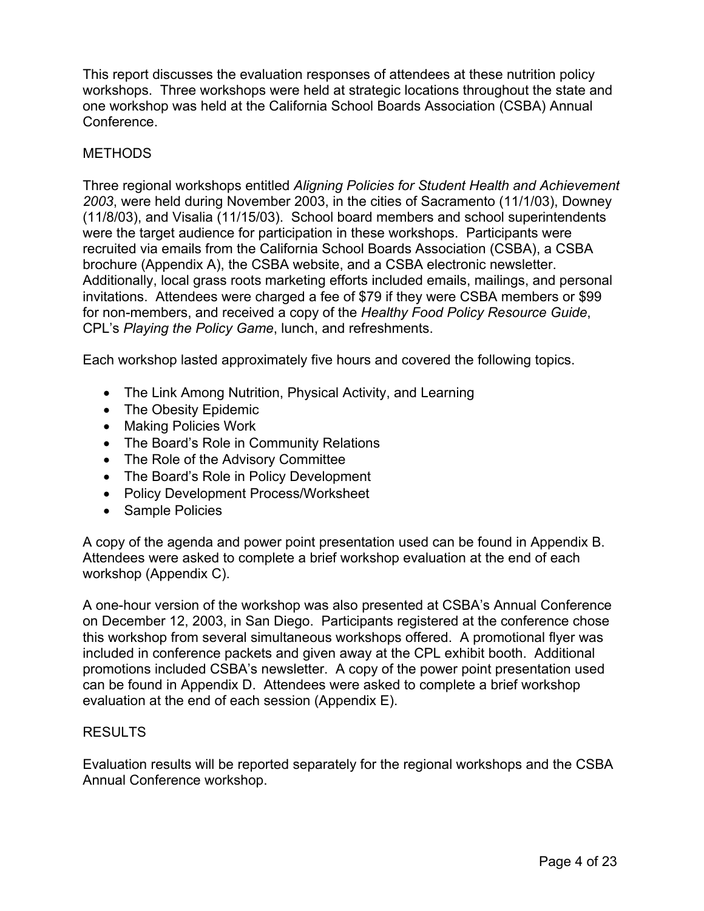This report discusses the evaluation responses of attendees at these nutrition policy workshops. Three workshops were held at strategic locations throughout the state and one workshop was held at the California School Boards Association (CSBA) Annual Conference.

## METHODS

Three regional workshops entitled *Aligning Policies for Student Health and Achievement 2003*, were held during November 2003, in the cities of Sacramento (11/1/03), Downey (11/8/03), and Visalia (11/15/03). School board members and school superintendents were the target audience for participation in these workshops. Participants were recruited via emails from the California School Boards Association (CSBA), a CSBA brochure (Appendix A), the CSBA website, and a CSBA electronic newsletter. Additionally, local grass roots marketing efforts included emails, mailings, and personal invitations. Attendees were charged a fee of $79 if they were CSBA members or $99 for non-members, and received a copy of the *Healthy Food Policy Resource Guide*, CPL's *Playing the Policy Game*, lunch, and refreshments.

Each workshop lasted approximately five hours and covered the following topics.

- The Link Among Nutrition, Physical Activity, and Learning
- The Obesity Epidemic
- Making Policies Work
- The Board's Role in Community Relations
- The Role of the Advisory Committee
- The Board's Role in Policy Development
- Policy Development Process/Worksheet
- Sample Policies

A copy of the agenda and power point presentation used can be found in Appendix B. Attendees were asked to complete a brief workshop evaluation at the end of each workshop (Appendix C).

A one-hour version of the workshop was also presented at CSBA's Annual Conference on December 12, 2003, in San Diego. Participants registered at the conference chose this workshop from several simultaneous workshops offered. A promotional flyer was included in conference packets and given away at the CPL exhibit booth. Additional promotions included CSBA's newsletter. A copy of the power point presentation used can be found in Appendix D. Attendees were asked to complete a brief workshop evaluation at the end of each session (Appendix E).

## RESULTS

Evaluation results will be reported separately for the regional workshops and the CSBA Annual Conference workshop.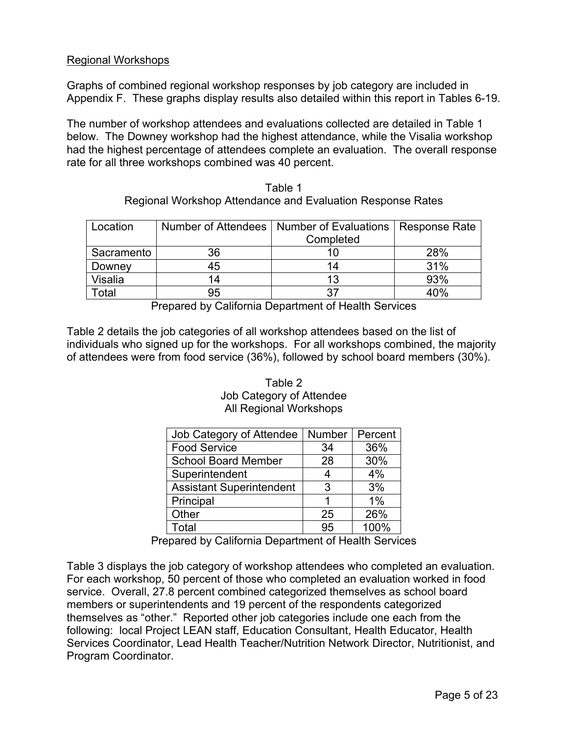Regional Workshops

Graphs of combined regional workshop responses by job category are included in Appendix F. These graphs display results also detailed within this report in Tables 6-19.

The number of workshop attendees and evaluations collected are detailed in Table 1 below. The Downey workshop had the highest attendance, while the Visalia workshop had the highest percentage of attendees complete an evaluation. The overall response rate for all three workshops combined was 40 percent.

Table 1
Regional Workshop Attendance and Evaluation Response Rates

| Location | Number of Attendees | Number of Evaluations Completed | Response Rate |
|---|---|---|---|
| Sacramento | 36 | 10 | 28% |
| Downey | 45 | 14 | 31% |
| Visalia | 14 | 13 | 93% |
| Total | 95 | 37 | 40% |

Prepared by California Department of Health Services

Table 2 details the job categories of all workshop attendees based on the list of individuals who signed up for the workshops. For all workshops combined, the majority of attendees were from food service (36%), followed by school board members (30%).

Table 2
Job Category of Attendee
All Regional Workshops

| Job Category of Attendee | Number | Percent |
|---|---|---|
| Food Service | 34 | 36% |
| School Board Member | 28 | 30% |
| Superintendent | 4 | 4% |
| Assistant Superintendent | 3 | 3% |
| Principal | 1 | 1% |
| Other | 25 | 26% |
| Total | 95 | 100% |

Prepared by California Department of Health Services

Table 3 displays the job category of workshop attendees who completed an evaluation. For each workshop, 50 percent of those who completed an evaluation worked in food service. Overall, 27.8 percent combined categorized themselves as school board members or superintendents and 19 percent of the respondents categorized themselves as "other." Reported other job categories include one each from the following: local Project LEAN staff, Education Consultant, Health Educator, Health Services Coordinator, Lead Health Teacher/Nutrition Network Director, Nutritionist, and Program Coordinator.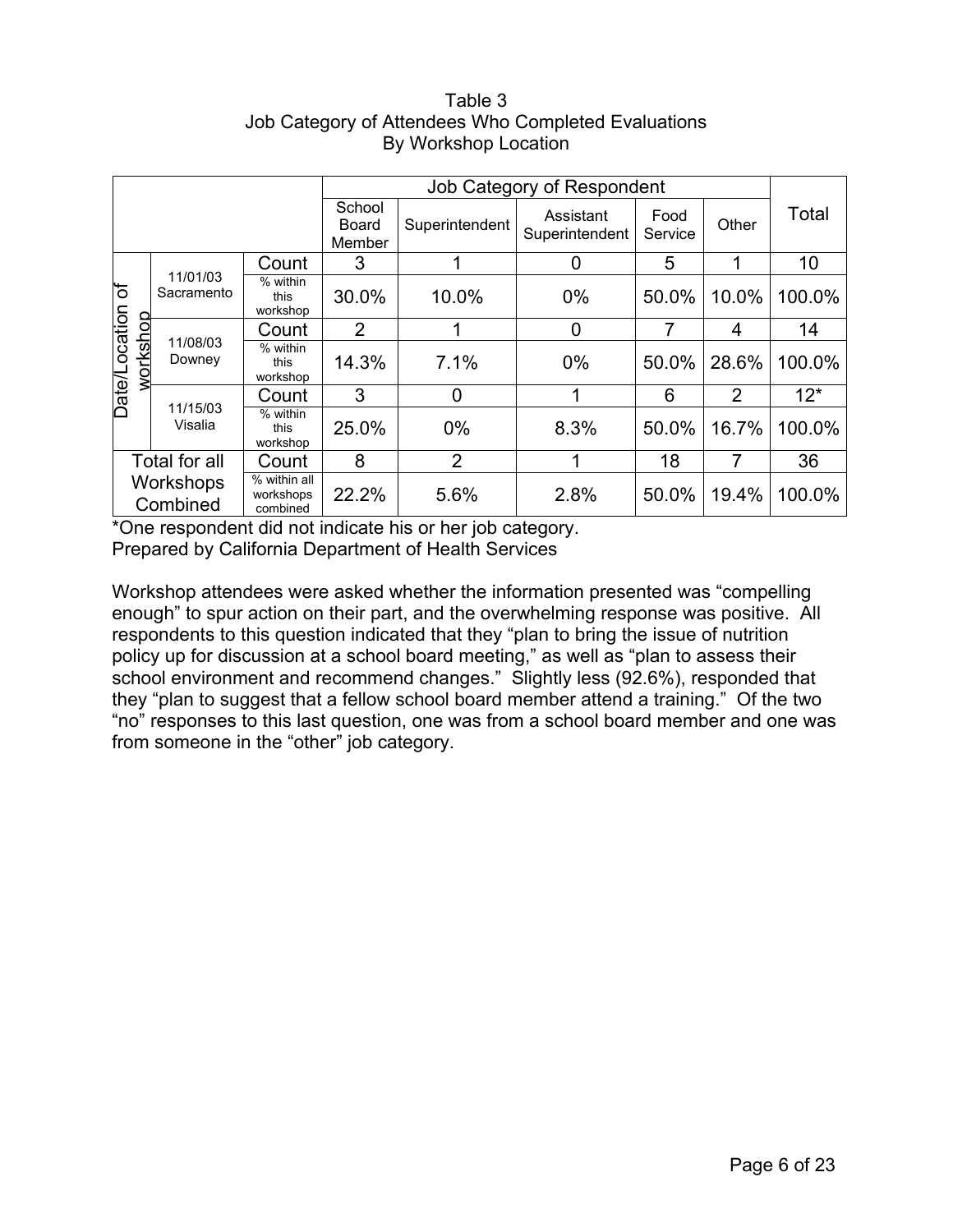Table 3
Job Category of Attendees Who Completed Evaluations
By Workshop Location

| Date/Location of workshop | | | Job Category of Respondent | | | | | Total |
|---|---|---|---|---|---|---|---|---|
| | | | School Board Member | Superintendent | Assistant Superintendent | Food Service | Other | |
| Date/Location of workshop | 11/01/03 Sacramento | Count | 3 | 1 | 0 | 5 | 1 | 10 |
| | | % within this workshop | 30.0% | 10.0% | 0% | 50.0% | 10.0% | 100.0% |
| | 11/08/03 Downey | Count | 2 | 1 | 0 | 7 | 4 | 14 |
| | | % within this workshop | 14.3% | 7.1% | 0% | 50.0% | 28.6% | 100.0% |
| | 11/15/03 Visalia | Count | 3 | 0 | 1 | 6 | 2 | 12* |
| | | % within this workshop | 25.0% | 0% | 8.3% | 50.0% | 16.7% | 100.0% |
| Total for all Workshops Combined | | Count | 8 | 2 | 1 | 18 | 7 | 36 |
| | | % within all workshops combined | 22.2% | 5.6% | 2.8% | 50.0% | 19.4% | 100.0% |

*One respondent did not indicate his or her job category.
Prepared by California Department of Health Services

Workshop attendees were asked whether the information presented was "compelling enough" to spur action on their part, and the overwhelming response was positive. All respondents to this question indicated that they "plan to bring the issue of nutrition policy up for discussion at a school board meeting," as well as "plan to assess their school environment and recommend changes." Slightly less (92.6%), responded that they "plan to suggest that a fellow school board member attend a training." Of the two "no" responses to this last question, one was from a school board member and one was from someone in the "other" job category.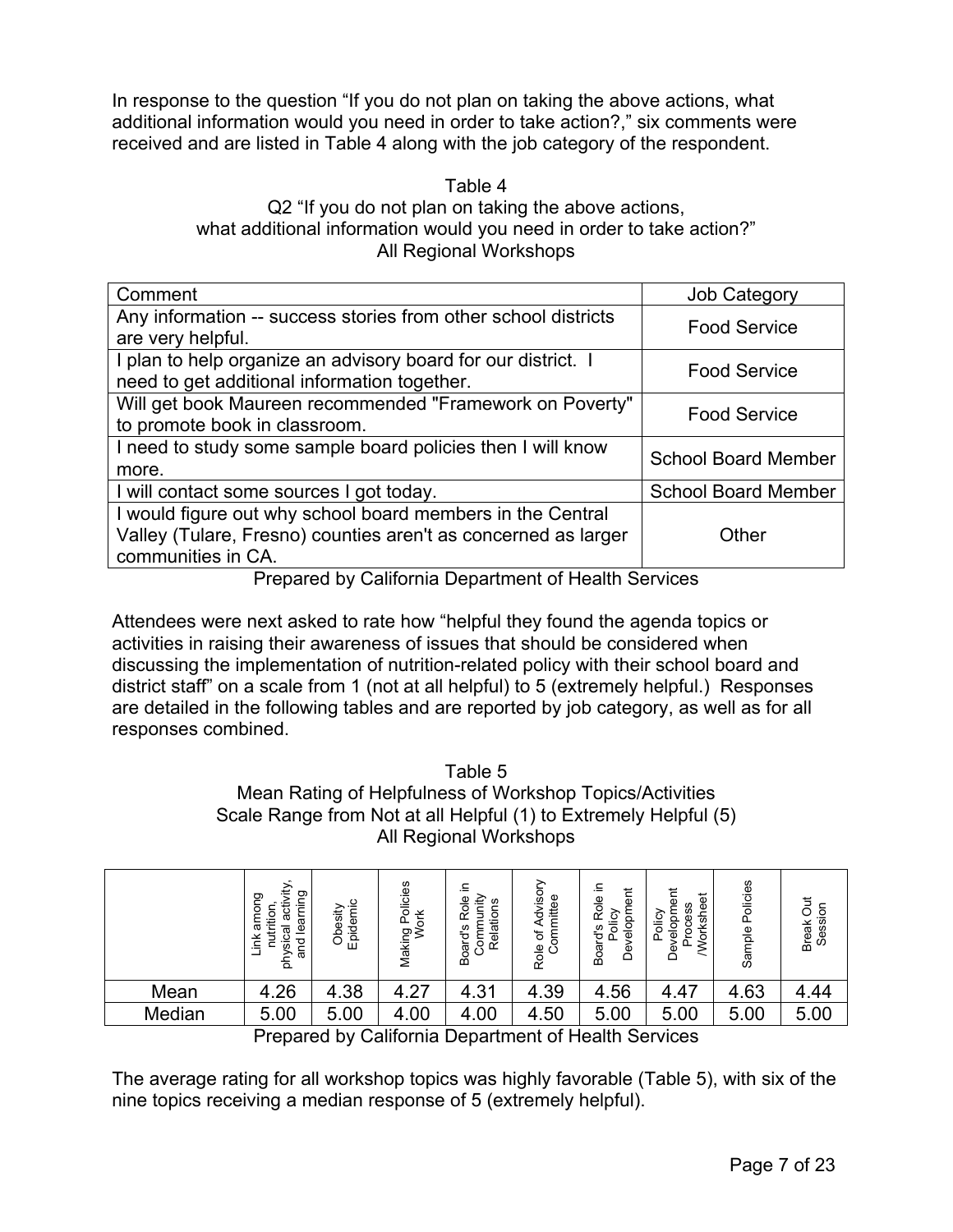In response to the question "If you do not plan on taking the above actions, what additional information would you need in order to take action?," six comments were received and are listed in Table 4 along with the job category of the respondent.

Table 4
Q2 "If you do not plan on taking the above actions, what additional information would you need in order to take action?"
All Regional Workshops

| Comment | Job Category |
|---|---|
| Any information -- success stories from other school districts are very helpful. | Food Service |
| I plan to help organize an advisory board for our district. I need to get additional information together. | Food Service |
| Will get book Maureen recommended "Framework on Poverty" to promote book in classroom. | Food Service |
| I need to study some sample board policies then I will know more. | School Board Member |
| I will contact some sources I got today. | School Board Member |
| I would figure out why school board members in the Central Valley (Tulare, Fresno) counties aren't as concerned as larger communities in CA. | Other |

Prepared by California Department of Health Services

Attendees were next asked to rate how "helpful they found the agenda topics or activities in raising their awareness of issues that should be considered when discussing the implementation of nutrition-related policy with their school board and district staff" on a scale from 1 (not at all helpful) to 5 (extremely helpful.) Responses are detailed in the following tables and are reported by job category, as well as for all responses combined.

Table 5
Mean Rating of Helpfulness of Workshop Topics/Activities
Scale Range from Not at all Helpful (1) to Extremely Helpful (5)
All Regional Workshops

| | Link among nutrition, physical activity, and learning | Obesity Epidemic | Making Policies Work | Board's Role in Community Relations | Role of Advisory Committee | Board's Role in Policy Development | Policy Development Process /Worksheet | Sample Policies | Break Out Session |
|---|---|---|---|---|---|---|---|---|---|
| Mean | 4.26 | 4.38 | 4.27 | 4.31 | 4.39 | 4.56 | 4.47 | 4.63 | 4.44 |
| Median | 5.00 | 5.00 | 4.00 | 4.00 | 4.50 | 5.00 | 5.00 | 5.00 | 5.00 |

Prepared by California Department of Health Services

The average rating for all workshop topics was highly favorable (Table 5), with six of the nine topics receiving a median response of 5 (extremely helpful).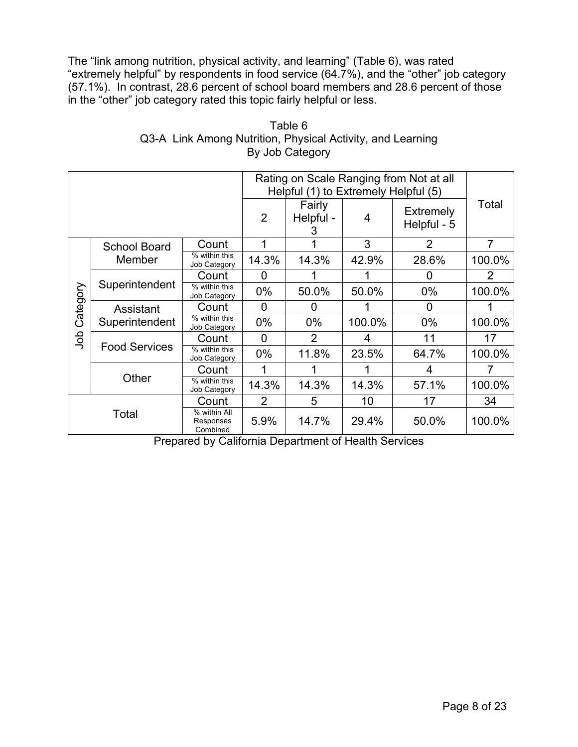The "link among nutrition, physical activity, and learning" (Table 6), was rated "extremely helpful" by respondents in food service (64.7%), and the "other" job category (57.1%). In contrast, 28.6 percent of school board members and 28.6 percent of those in the "other" job category rated this topic fairly helpful or less.

Table 6
Q3-A Link Among Nutrition, Physical Activity, and Learning
By Job Category

| | | | Rating on Scale Ranging from Not at all Helpful (1) to Extremely Helpful (5) | | | | Total |
|---|---|---|---|---|---|---|---|
| | | | 2 | Fairly Helpful - 3 | 4 | Extremely Helpful - 5 | |
| Job Category | School Board Member | Count | 1 | 1 | 3 | 2 | 7 |
| | | % within this Job Category | 14.3% | 14.3% | 42.9% | 28.6% | 100.0% |
| | Superintendent | Count | 0 | 1 | 1 | 0 | 2 |
| | | % within this Job Category | 0% | 50.0% | 50.0% | 0% | 100.0% |
| | Assistant Superintendent | Count | 0 | 0 | 1 | 0 | 1 |
| | | % within this Job Category | 0% | 0% | 100.0% | 0% | 100.0% |
| | Food Services | Count | 0 | 2 | 4 | 11 | 17 |
| | | % within this Job Category | 0% | 11.8% | 23.5% | 64.7% | 100.0% |
| | Other | Count | 1 | 1 | 1 | 4 | 7 |
| | | % within this Job Category | 14.3% | 14.3% | 14.3% | 57.1% | 100.0% |
| Total | | Count | 2 | 5 | 10 | 17 | 34 |
| | | % within All Responses Combined | 5.9% | 14.7% | 29.4% | 50.0% | 100.0% |

Prepared by California Department of Health Services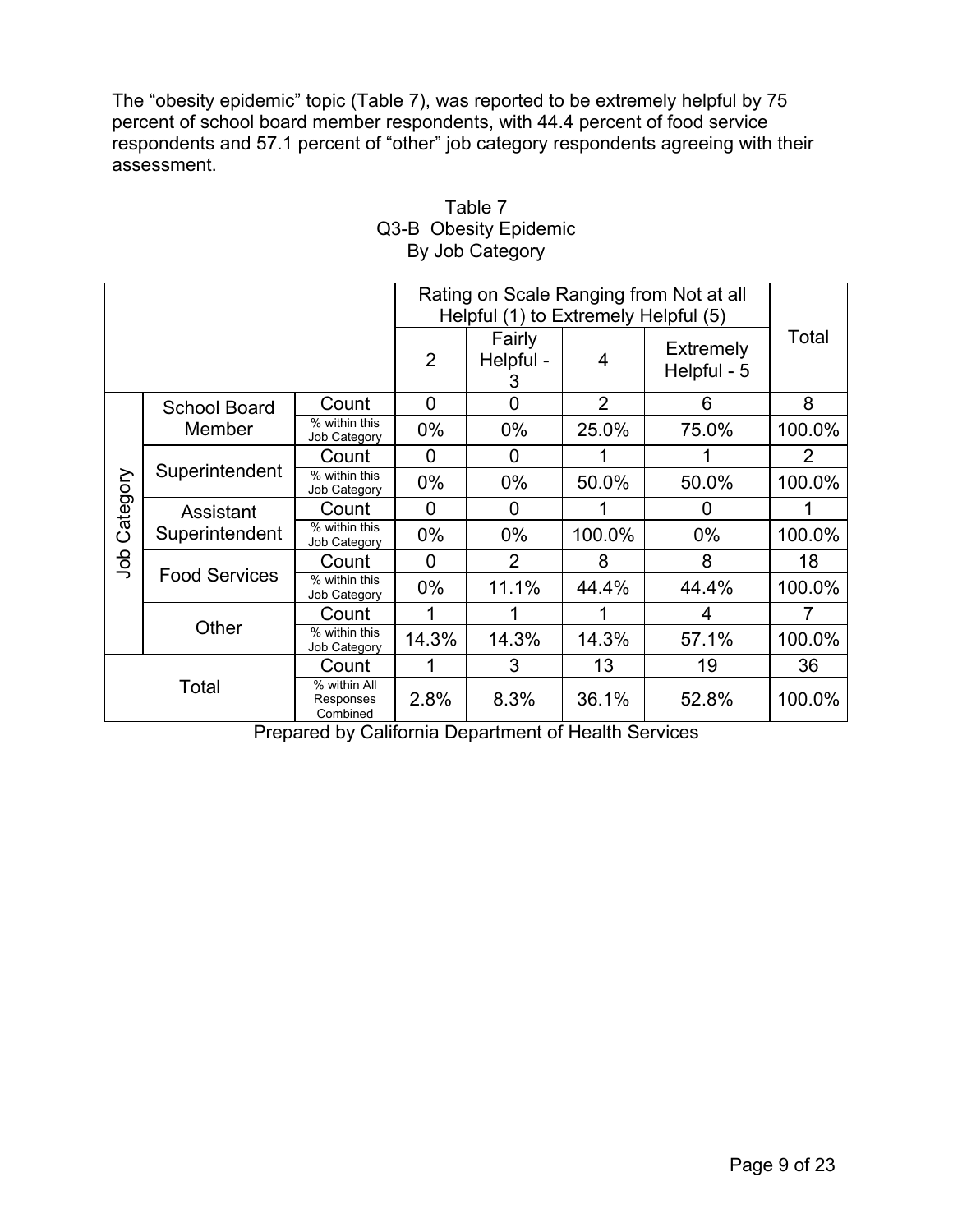The "obesity epidemic" topic (Table 7), was reported to be extremely helpful by 75 percent of school board member respondents, with 44.4 percent of food service respondents and 57.1 percent of "other" job category respondents agreeing with their assessment.

Table 7
Q3-B Obesity Epidemic
By Job Category

| | | | Rating on Scale Ranging from Not at all Helpful (1) to Extremely Helpful (5) | | | | Total |
|---|---|---|---|---|---|---|---|
| | | | 2 | Fairly Helpful - 3 | 4 | Extremely Helpful - 5 | |
| Job Category | School Board Member | Count | 0 | 0 | 2 | 6 | 8 |
| | | % within this Job Category | 0% | 0% | 25.0% | 75.0% | 100.0% |
| | Superintendent | Count | 0 | 0 | 1 | 1 | 2 |
| | | % within this Job Category | 0% | 0% | 50.0% | 50.0% | 100.0% |
| | Assistant Superintendent | Count | 0 | 0 | 1 | 0 | 1 |
| | | % within this Job Category | 0% | 0% | 100.0% | 0% | 100.0% |
| | Food Services | Count | 0 | 2 | 8 | 8 | 18 |
| | | % within this Job Category | 0% | 11.1% | 44.4% | 44.4% | 100.0% |
| | Other | Count | 1 | 1 | 1 | 4 | 7 |
| | | % within this Job Category | 14.3% | 14.3% | 14.3% | 57.1% | 100.0% |
| Total | | Count | 1 | 3 | 13 | 19 | 36 |
| | | % within All Responses Combined | 2.8% | 8.3% | 36.1% | 52.8% | 100.0% |

Prepared by California Department of Health Services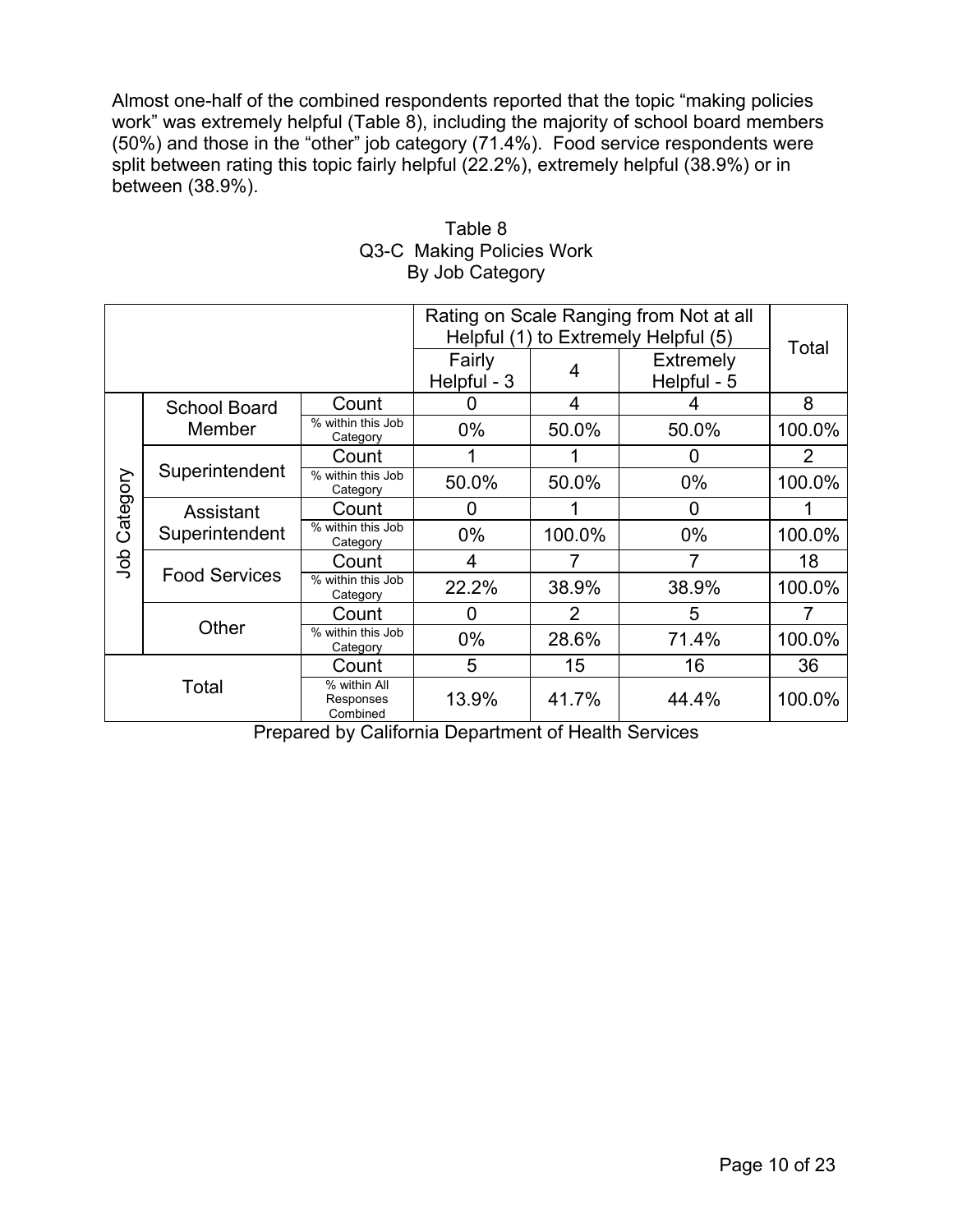Almost one-half of the combined respondents reported that the topic "making policies work" was extremely helpful (Table 8), including the majority of school board members (50%) and those in the "other" job category (71.4%). Food service respondents were split between rating this topic fairly helpful (22.2%), extremely helpful (38.9%) or in between (38.9%).

Table 8
Q3-C Making Policies Work
By Job Category

| | | | Rating on Scale Ranging from Not at all Helpful (1) to Extremely Helpful (5) | | | Total |
|---|---|---|---|---|---|---|
| | | | Fairly Helpful - 3 | 4 | Extremely Helpful - 5 | |
| Job Category | School Board Member | Count | 0 | 4 | 4 | 8 |
| | | % within this Job Category | 0% | 50.0% | 50.0% | 100.0% |
| | Superintendent | Count | 1 | 1 | 0 | 2 |
| | | % within this Job Category | 50.0% | 50.0% | 0% | 100.0% |
| | Assistant Superintendent | Count | 0 | 1 | 0 | 1 |
| | | % within this Job Category | 0% | 100.0% | 0% | 100.0% |
| | Food Services | Count | 4 | 7 | 7 | 18 |
| | | % within this Job Category | 22.2% | 38.9% | 38.9% | 100.0% |
| | Other | Count | 0 | 2 | 5 | 7 |
| | | % within this Job Category | 0% | 28.6% | 71.4% | 100.0% |
| Total | | Count | 5 | 15 | 16 | 36 |
| | | % within All Responses Combined | 13.9% | 41.7% | 44.4% | 100.0% |

Prepared by California Department of Health Services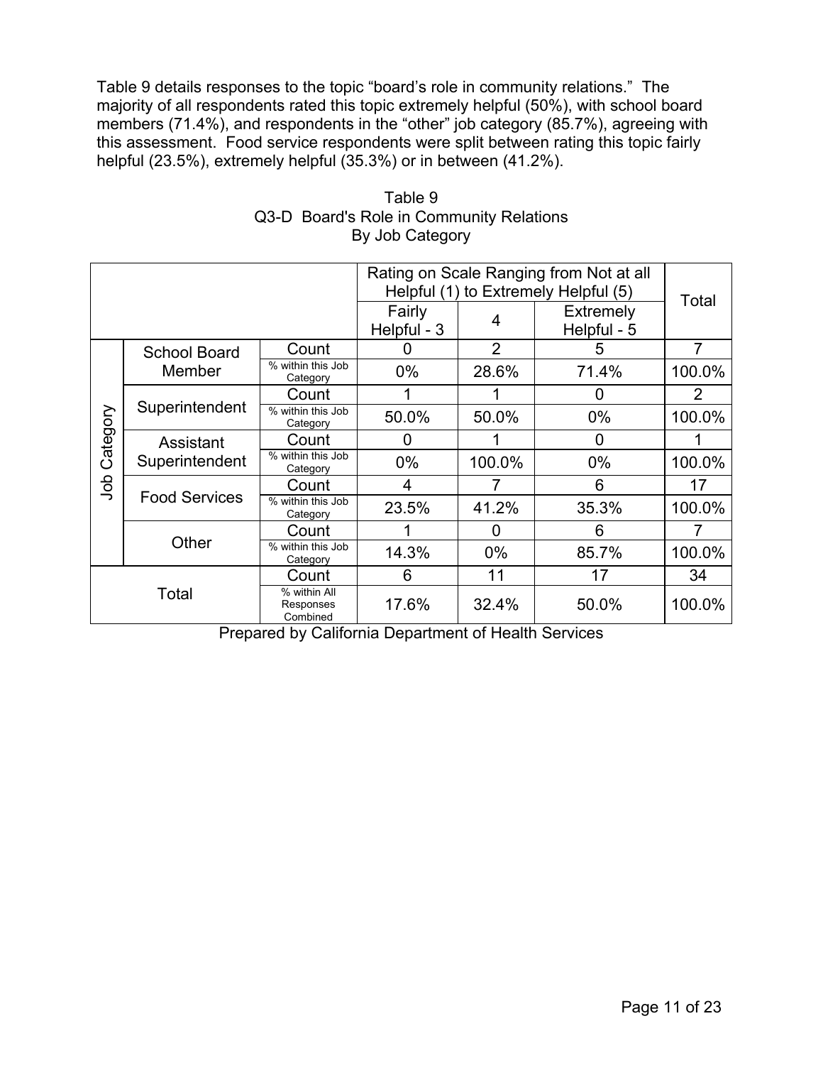Table 9 details responses to the topic "board's role in community relations." The majority of all respondents rated this topic extremely helpful (50%), with school board members (71.4%), and respondents in the "other" job category (85.7%), agreeing with this assessment. Food service respondents were split between rating this topic fairly helpful (23.5%), extremely helpful (35.3%) or in between (41.2%).

Table 9
Q3-D Board's Role in Community Relations
By Job Category

| | | | Rating on Scale Ranging from Not at all Helpful (1) to Extremely Helpful (5) | | | Total |
|---|---|---|---|---|---|---|
| | | | Fairly Helpful - 3 | 4 | Extremely Helpful - 5 | |
| Job Category | School Board Member | Count | 0 | 2 | 5 | 7 |
| | | % within this Job Category | 0% | 28.6% | 71.4% | 100.0% |
| | Superintendent | Count | 1 | 1 | 0 | 2 |
| | | % within this Job Category | 50.0% | 50.0% | 0% | 100.0% |
| | Assistant Superintendent | Count | 0 | 1 | 0 | 1 |
| | | % within this Job Category | 0% | 100.0% | 0% | 100.0% |
| | Food Services | Count | 4 | 7 | 6 | 17 |
| | | % within this Job Category | 23.5% | 41.2% | 35.3% | 100.0% |
| | Other | Count | 1 | 0 | 6 | 7 |
| | | % within this Job Category | 14.3% | 0% | 85.7% | 100.0% |
| Total | | Count | 6 | 11 | 17 | 34 |
| | | % within All Responses Combined | 17.6% | 32.4% | 50.0% | 100.0% |

Prepared by California Department of Health Services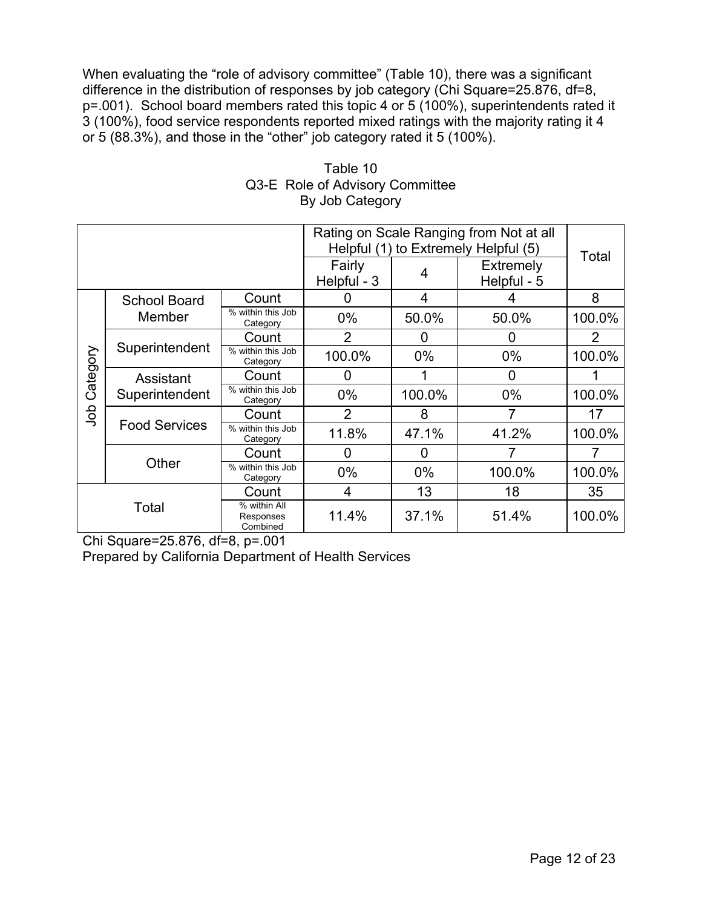When evaluating the "role of advisory committee" (Table 10), there was a significant difference in the distribution of responses by job category (Chi Square=25.876, df=8, p=.001). School board members rated this topic 4 or 5 (100%), superintendents rated it 3 (100%), food service respondents reported mixed ratings with the majority rating it 4 or 5 (88.3%), and those in the "other" job category rated it 5 (100%).

Table 10
Q3-E Role of Advisory Committee
By Job Category

| | | | Rating on Scale Ranging from Not at all Helpful (1) to Extremely Helpful (5) | | | Total |
|---|---|---|---|---|---|---|
| | | | Fairly Helpful - 3 | 4 | Extremely Helpful - 5 | |
| Job Category | School Board Member | Count | 0 | 4 | 4 | 8 |
| | | % within this Job Category | 0% | 50.0% | 50.0% | 100.0% |
| | Superintendent | Count | 2 | 0 | 0 | 2 |
| | | % within this Job Category | 100.0% | 0% | 0% | 100.0% |
| | Assistant Superintendent | Count | 0 | 1 | 0 | 1 |
| | | % within this Job Category | 0% | 100.0% | 0% | 100.0% |
| | Food Services | Count | 2 | 8 | 7 | 17 |
| | | % within this Job Category | 11.8% | 47.1% | 41.2% | 100.0% |
| | Other | Count | 0 | 0 | 7 | 7 |
| | | % within this Job Category | 0% | 0% | 100.0% | 100.0% |
| Total | | Count | 4 | 13 | 18 | 35 |
| | | % within All Responses Combined | 11.4% | 37.1% | 51.4% | 100.0% |

Chi Square=25.876, df=8, p=.001
Prepared by California Department of Health Services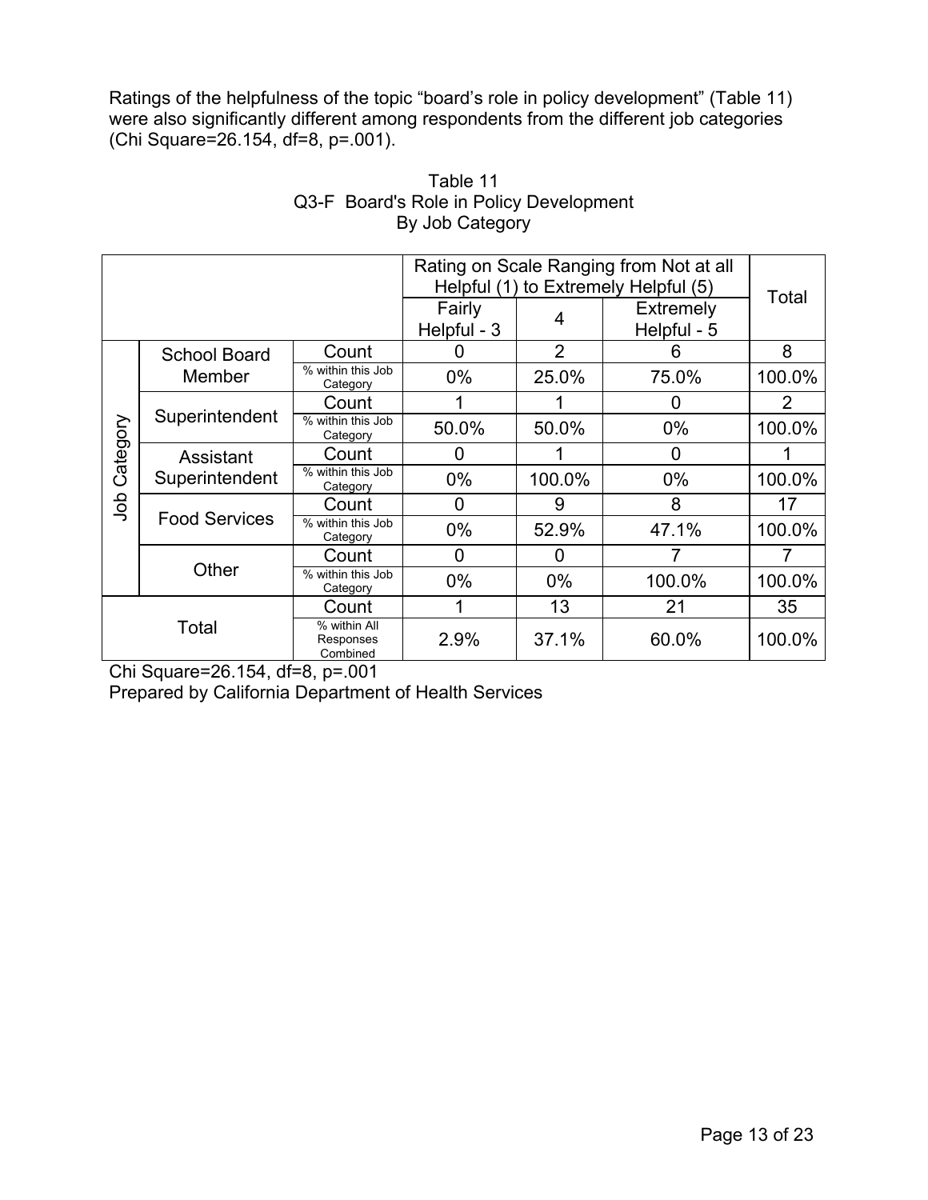Ratings of the helpfulness of the topic "board's role in policy development" (Table 11) were also significantly different among respondents from the different job categories (Chi Square=26.154, df=8, p=.001).

Table 11
Q3-F Board's Role in Policy Development
By Job Category

| | | | Rating on Scale Ranging from Not at all Helpful (1) to Extremely Helpful (5) | | | Total |
|---|---|---|---|---|---|---|
| | | | Fairly Helpful - 3 | 4 | Extremely Helpful - 5 | |
| Job Category | School Board Member | Count | 0 | 2 | 6 | 8 |
| | | % within this Job Category | 0% | 25.0% | 75.0% | 100.0% |
| | Superintendent | Count | 1 | 1 | 0 | 2 |
| | | % within this Job Category | 50.0% | 50.0% | 0% | 100.0% |
| | Assistant Superintendent | Count | 0 | 1 | 0 | 1 |
| | | % within this Job Category | 0% | 100.0% | 0% | 100.0% |
| | Food Services | Count | 0 | 9 | 8 | 17 |
| | | % within this Job Category | 0% | 52.9% | 47.1% | 100.0% |
| | Other | Count | 0 | 0 | 7 | 7 |
| | | % within this Job Category | 0% | 0% | 100.0% | 100.0% |
| Total | | Count | 1 | 13 | 21 | 35 |
| | | % within All Responses Combined | 2.9% | 37.1% | 60.0% | 100.0% |

Chi Square=26.154, df=8, p=.001
Prepared by California Department of Health Services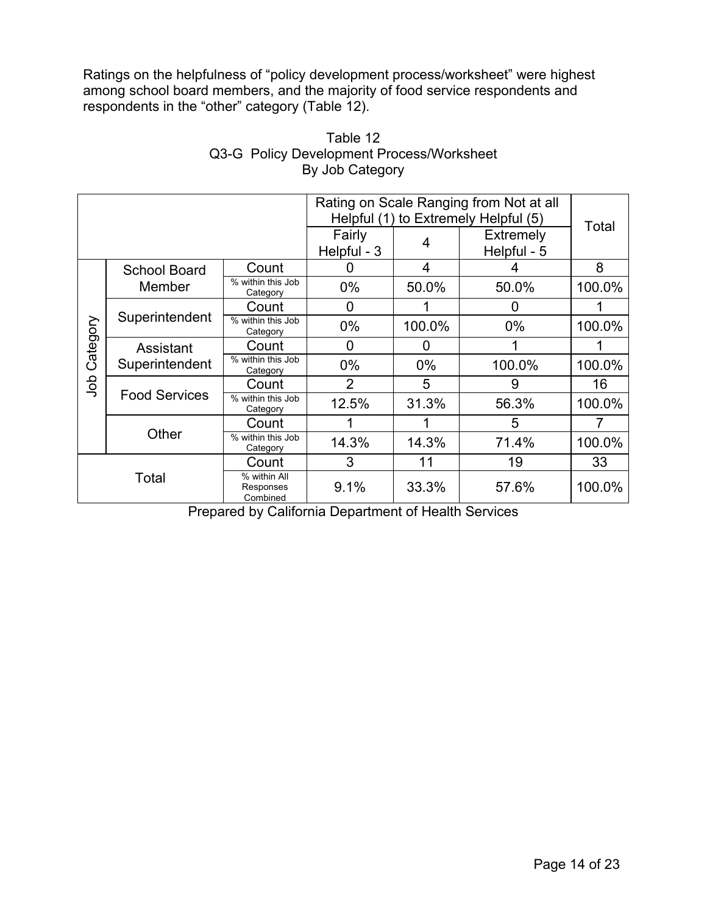Ratings on the helpfulness of "policy development process/worksheet" were highest among school board members, and the majority of food service respondents and respondents in the "other" category (Table 12).

Table 12
Q3-G Policy Development Process/Worksheet
By Job Category

| | | | Rating on Scale Ranging from Not at all Helpful (1) to Extremely Helpful (5) | | | Total |
|---|---|---|---|---|---|---|
| | | | Fairly Helpful - 3 | 4 | Extremely Helpful - 5 | |
| Job Category | School Board Member | Count | 0 | 4 | 4 | 8 |
| | | % within this Job Category | 0% | 50.0% | 50.0% | 100.0% |
| | Superintendent | Count | 0 | 1 | 0 | 1 |
| | | % within this Job Category | 0% | 100.0% | 0% | 100.0% |
| | Assistant Superintendent | Count | 0 | 0 | 1 | 1 |
| | | % within this Job Category | 0% | 0% | 100.0% | 100.0% |
| | Food Services | Count | 2 | 5 | 9 | 16 |
| | | % within this Job Category | 12.5% | 31.3% | 56.3% | 100.0% |
| | Other | Count | 1 | 1 | 5 | 7 |
| | | % within this Job Category | 14.3% | 14.3% | 71.4% | 100.0% |
| Total | | Count | 3 | 11 | 19 | 33 |
| | | % within All Responses Combined | 9.1% | 33.3% | 57.6% | 100.0% |

Prepared by California Department of Health Services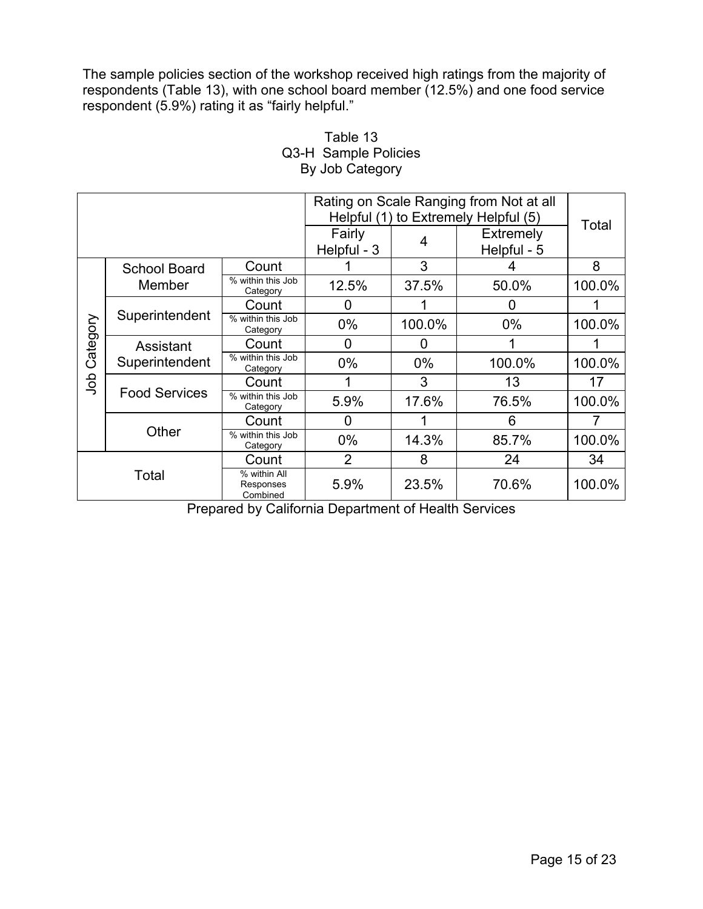The sample policies section of the workshop received high ratings from the majority of respondents (Table 13), with one school board member (12.5%) and one food service respondent (5.9%) rating it as "fairly helpful."

Table 13
Q3-H Sample Policies
By Job Category

| | | | Rating on Scale Ranging from Not at all Helpful (1) to Extremely Helpful (5) | | | Total |
|---|---|---|---|---|---|---|
| | | | Fairly Helpful - 3 | 4 | Extremely Helpful - 5 | |
| Job Category | School Board Member | Count | 1 | 3 | 4 | 8 |
| | | % within this Job Category | 12.5% | 37.5% | 50.0% | 100.0% |
| | Superintendent | Count | 0 | 1 | 0 | 1 |
| | | % within this Job Category | 0% | 100.0% | 0% | 100.0% |
| | Assistant Superintendent | Count | 0 | 0 | 1 | 1 |
| | | % within this Job Category | 0% | 0% | 100.0% | 100.0% |
| | Food Services | Count | 1 | 3 | 13 | 17 |
| | | % within this Job Category | 5.9% | 17.6% | 76.5% | 100.0% |
| | Other | Count | 0 | 1 | 6 | 7 |
| | | % within this Job Category | 0% | 14.3% | 85.7% | 100.0% |
| Total | | Count | 2 | 8 | 24 | 34 |
| | | % within All Responses Combined | 5.9% | 23.5% | 70.6% | 100.0% |

Prepared by California Department of Health Services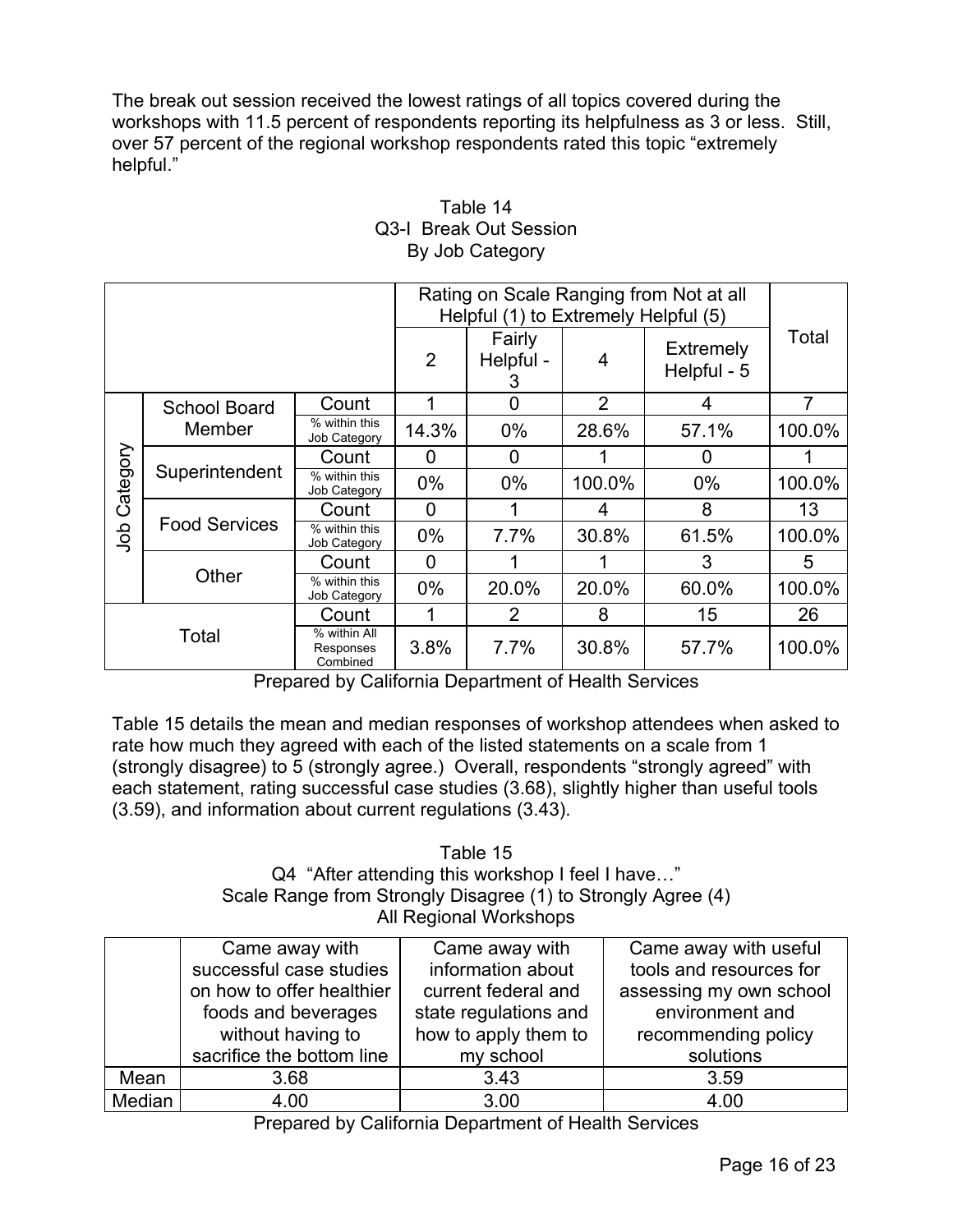The break out session received the lowest ratings of all topics covered during the workshops with 11.5 percent of respondents reporting its helpfulness as 3 or less. Still, over 57 percent of the regional workshop respondents rated this topic “extremely helpful.”

Table 14
Q3-I Break Out Session
By Job Category

| | | | Rating on Scale Ranging from Not at all Helpful (1) to Extremely Helpful (5) | | | | Total |
|---|---|---|---|---|---|---|---|
| | | | 2 | Fairly Helpful - 3 | 4 | Extremely Helpful - 5 | |
| Job Category | School Board Member | Count | 1 | 0 | 2 | 4 | 7 |
| | | % within this Job Category | 14.3% | 0% | 28.6% | 57.1% | 100.0% |
| | Superintendent | Count | 0 | 0 | 1 | 0 | 1 |
| | | % within this Job Category | 0% | 0% | 100.0% | 0% | 100.0% |
| | Food Services | Count | 0 | 1 | 4 | 8 | 13 |
| | | % within this Job Category | 0% | 7.7% | 30.8% | 61.5% | 100.0% |
| | Other | Count | 0 | 1 | 1 | 3 | 5 |
| | | % within this Job Category | 0% | 20.0% | 20.0% | 60.0% | 100.0% |
| Total | | Count | 1 | 2 | 8 | 15 | 26 |
| | | % within All Responses Combined | 3.8% | 7.7% | 30.8% | 57.7% | 100.0% |

Prepared by California Department of Health Services

Table 15 details the mean and median responses of workshop attendees when asked to rate how much they agreed with each of the listed statements on a scale from 1 (strongly disagree) to 5 (strongly agree.) Overall, respondents “strongly agreed” with each statement, rating successful case studies (3.68), slightly higher than useful tools (3.59), and information about current regulations (3.43).

Table 15
Q4 “After attending this workshop I feel I have…”
Scale Range from Strongly Disagree (1) to Strongly Agree (4)
All Regional Workshops

| | Came away with successful case studies on how to offer healthier foods and beverages without having to sacrifice the bottom line | Came away with information about current federal and state regulations and how to apply them to my school | Came away with useful tools and resources for assessing my own school environment and recommending policy solutions |
|---|---|---|---|
| Mean | 3.68 | 3.43 | 3.59 |
| Median | 4.00 | 3.00 | 4.00 |

Prepared by California Department of Health Services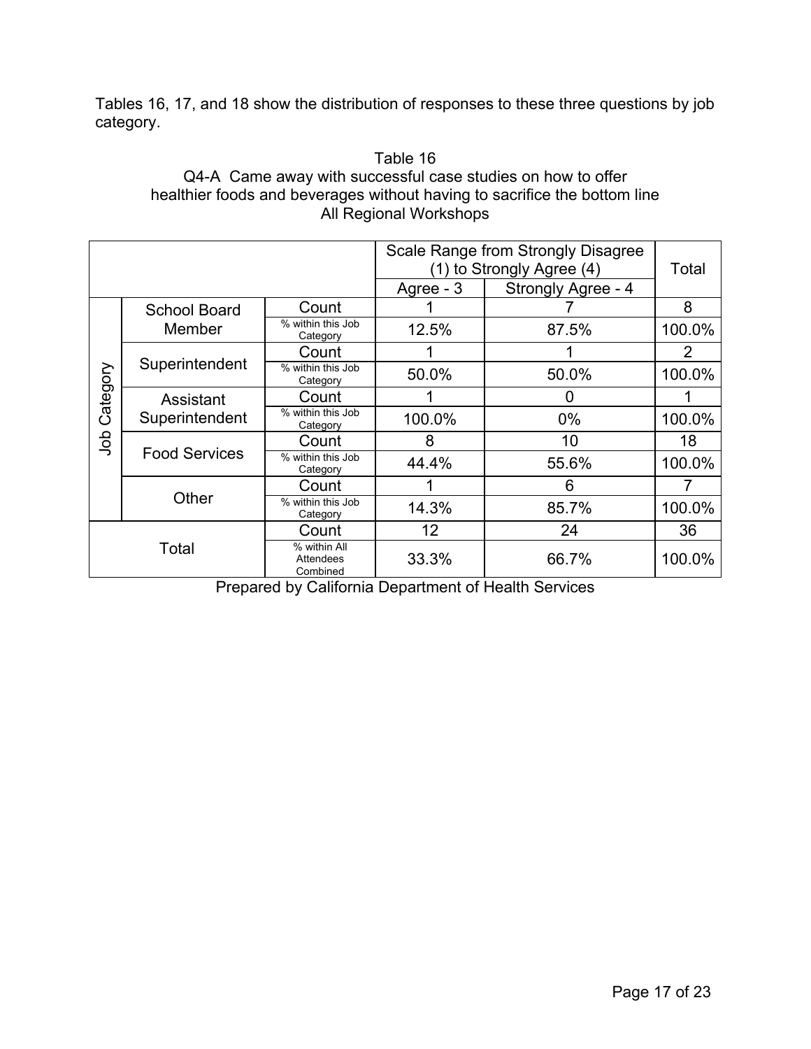Tables 16, 17, and 18 show the distribution of responses to these three questions by job category.

Table 16
Q4-A Came away with successful case studies on how to offer healthier foods and beverages without having to sacrifice the bottom line
All Regional Workshops

| | | | Scale Range from Strongly Disagree (1) to Strongly Agree (4) | | Total |
|---|---|---|---|---|---|
| | | | Agree - 3 | Strongly Agree - 4 | |
| Job Category | School Board Member | Count | 1 | 7 | 8 |
| | | % within this Job Category | 12.5% | 87.5% | 100.0% |
| | Superintendent | Count | 1 | 1 | 2 |
| | | % within this Job Category | 50.0% | 50.0% | 100.0% |
| | Assistant Superintendent | Count | 1 | 0 | 1 |
| | | % within this Job Category | 100.0% | 0% | 100.0% |
| | Food Services | Count | 8 | 10 | 18 |
| | | % within this Job Category | 44.4% | 55.6% | 100.0% |
| | Other | Count | 1 | 6 | 7 |
| | | % within this Job Category | 14.3% | 85.7% | 100.0% |
| Total | | Count | 12 | 24 | 36 |
| | | % within All Attendees Combined | 33.3% | 66.7% | 100.0% |

Prepared by California Department of Health Services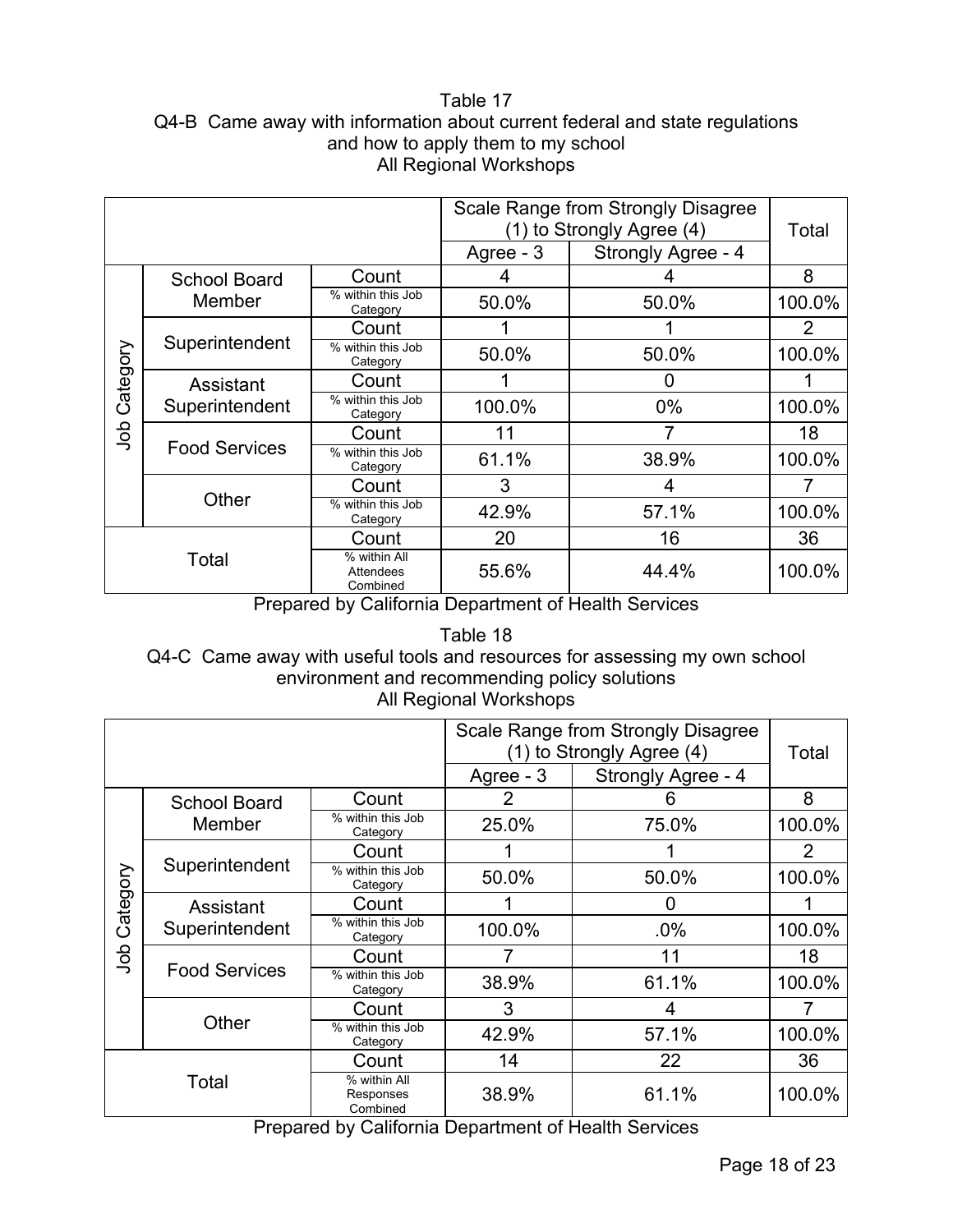Table 17

Q4-B Came away with information about current federal and state regulations and how to apply them to my school

All Regional Workshops

| | | | Scale Range from Strongly Disagree (1) to Strongly Agree (4) | | Total |
|---|---|---|---|---|---|
| | | | Agree - 3 | Strongly Agree - 4 | |
| Job Category | School Board Member | Count | 4 | 4 | 8 |
| | | % within this Job Category | 50.0% | 50.0% | 100.0% |
| | Superintendent | Count | 1 | 1 | 2 |
| | | % within this Job Category | 50.0% | 50.0% | 100.0% |
| | Assistant Superintendent | Count | 1 | 0 | 1 |
| | | % within this Job Category | 100.0% | 0% | 100.0% |
| | Food Services | Count | 11 | 7 | 18 |
| | | % within this Job Category | 61.1% | 38.9% | 100.0% |
| | Other | Count | 3 | 4 | 7 |
| | | % within this Job Category | 42.9% | 57.1% | 100.0% |
| Total | | Count | 20 | 16 | 36 |
| | | % within All Attendees Combined | 55.6% | 44.4% | 100.0% |

Prepared by California Department of Health Services

Table 18

Q4-C Came away with useful tools and resources for assessing my own school environment and recommending policy solutions

All Regional Workshops

| | | | Scale Range from Strongly Disagree (1) to Strongly Agree (4) | | Total |
|---|---|---|---|---|---|
| | | | Agree - 3 | Strongly Agree - 4 | |
| Job Category | School Board Member | Count | 2 | 6 | 8 |
| | | % within this Job Category | 25.0% | 75.0% | 100.0% |
| | Superintendent | Count | 1 | 1 | 2 |
| | | % within this Job Category | 50.0% | 50.0% | 100.0% |
| | Assistant Superintendent | Count | 1 | 0 | 1 |
| | | % within this Job Category | 100.0% | .0% | 100.0% |
| | Food Services | Count | 7 | 11 | 18 |
| | | % within this Job Category | 38.9% | 61.1% | 100.0% |
| | Other | Count | 3 | 4 | 7 |
| | | % within this Job Category | 42.9% | 57.1% | 100.0% |
| Total | | Count | 14 | 22 | 36 |
| | | % within All Responses Combined | 38.9% | 61.1% | 100.0% |

Prepared by California Department of Health Services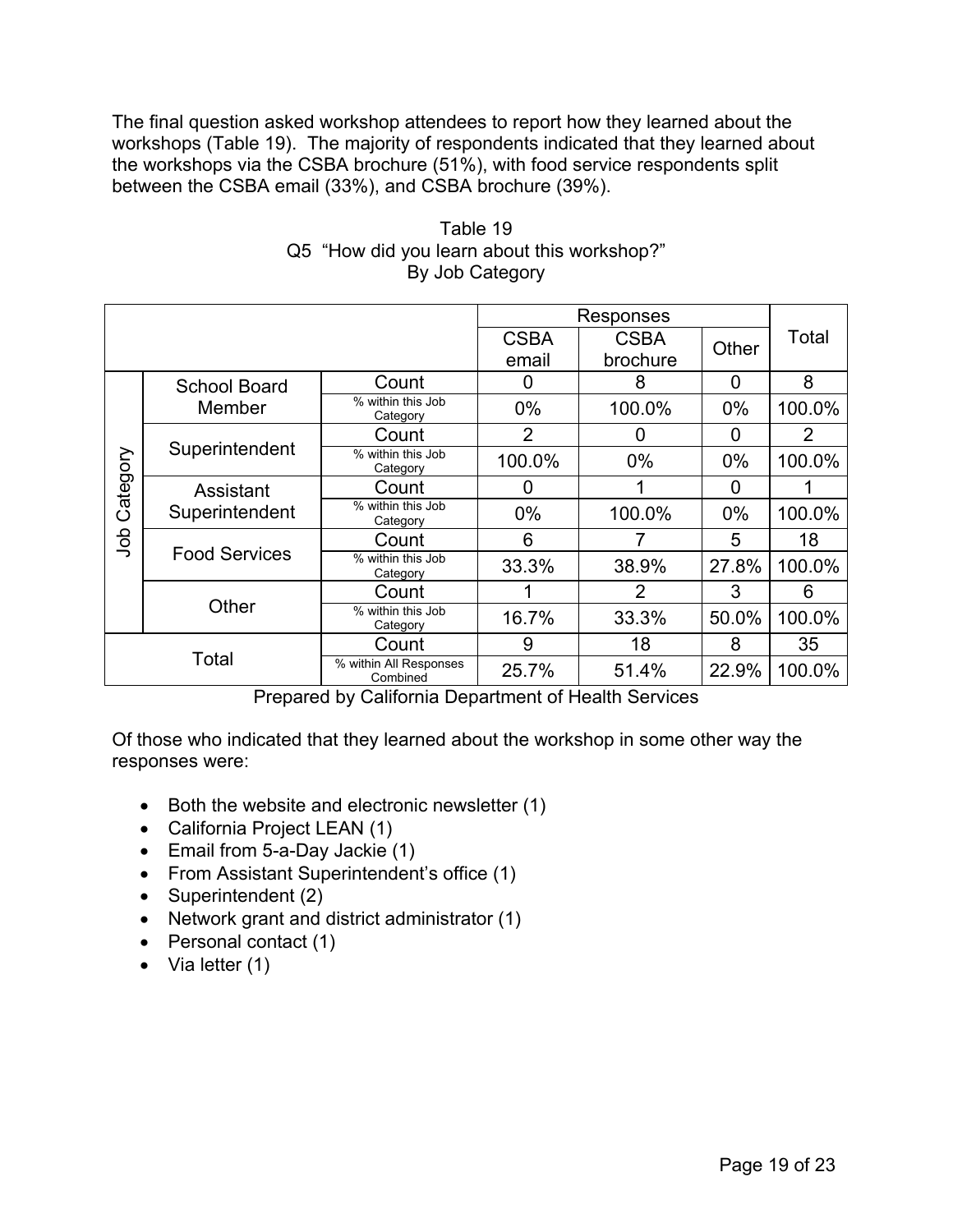The final question asked workshop attendees to report how they learned about the workshops (Table 19). The majority of respondents indicated that they learned about the workshops via the CSBA brochure (51%), with food service respondents split between the CSBA email (33%), and CSBA brochure (39%).

Table 19
Q5 "How did you learn about this workshop?"
By Job Category

| | | | Responses | | | Total |
|---|---|---|---|---|---|---|
| | | | CSBA email | CSBA brochure | Other | |
| Job Category | School Board Member | Count | 0 | 8 | 0 | 8 |
| | | % within this Job Category | 0% | 100.0% | 0% | 100.0% |
| | Superintendent | Count | 2 | 0 | 0 | 2 |
| | | % within this Job Category | 100.0% | 0% | 0% | 100.0% |
| | Assistant Superintendent | Count | 0 | 1 | 0 | 1 |
| | | % within this Job Category | 0% | 100.0% | 0% | 100.0% |
| | Food Services | Count | 6 | 7 | 5 | 18 |
| | | % within this Job Category | 33.3% | 38.9% | 27.8% | 100.0% |
| | Other | Count | 1 | 2 | 3 | 6 |
| | | % within this Job Category | 16.7% | 33.3% | 50.0% | 100.0% |
| Total | | Count | 9 | 18 | 8 | 35 |
| | | % within All Responses Combined | 25.7% | 51.4% | 22.9% | 100.0% |

Prepared by California Department of Health Services

Of those who indicated that they learned about the workshop in some other way the responses were:

- Both the website and electronic newsletter (1)
- California Project LEAN (1)
- Email from 5-a-Day Jackie (1)
- From Assistant Superintendent's office (1)
- Superintendent (2)
- Network grant and district administrator (1)
- Personal contact (1)
- Via letter (1)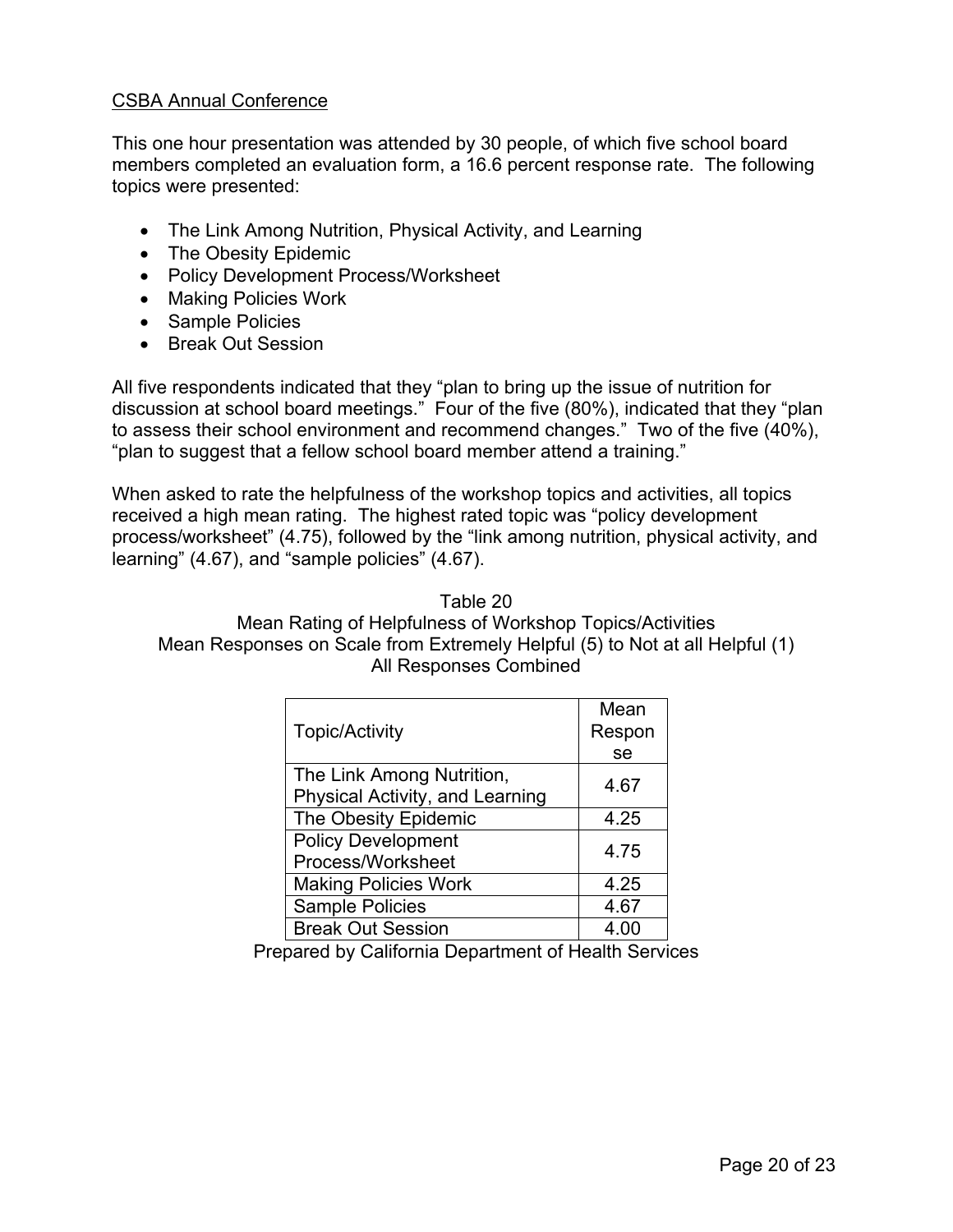## CSBA Annual Conference

This one hour presentation was attended by 30 people, of which five school board members completed an evaluation form, a 16.6 percent response rate. The following topics were presented:

- The Link Among Nutrition, Physical Activity, and Learning
- The Obesity Epidemic
- Policy Development Process/Worksheet
- Making Policies Work
- Sample Policies
- Break Out Session

All five respondents indicated that they "plan to bring up the issue of nutrition for discussion at school board meetings." Four of the five (80%), indicated that they "plan to assess their school environment and recommend changes." Two of the five (40%), "plan to suggest that a fellow school board member attend a training."

When asked to rate the helpfulness of the workshop topics and activities, all topics received a high mean rating. The highest rated topic was "policy development process/worksheet" (4.75), followed by the "link among nutrition, physical activity, and learning" (4.67), and "sample policies" (4.67).

Table 20
Mean Rating of Helpfulness of Workshop Topics/Activities
Mean Responses on Scale from Extremely Helpful (5) to Not at all Helpful (1)
All Responses Combined

| Topic/Activity | Mean Response |
|---|---|
| The Link Among Nutrition, Physical Activity, and Learning | 4.67 |
| The Obesity Epidemic | 4.25 |
| Policy Development Process/Worksheet | 4.75 |
| Making Policies Work | 4.25 |
| Sample Policies | 4.67 |
| Break Out Session | 4.00 |

Prepared by California Department of Health Services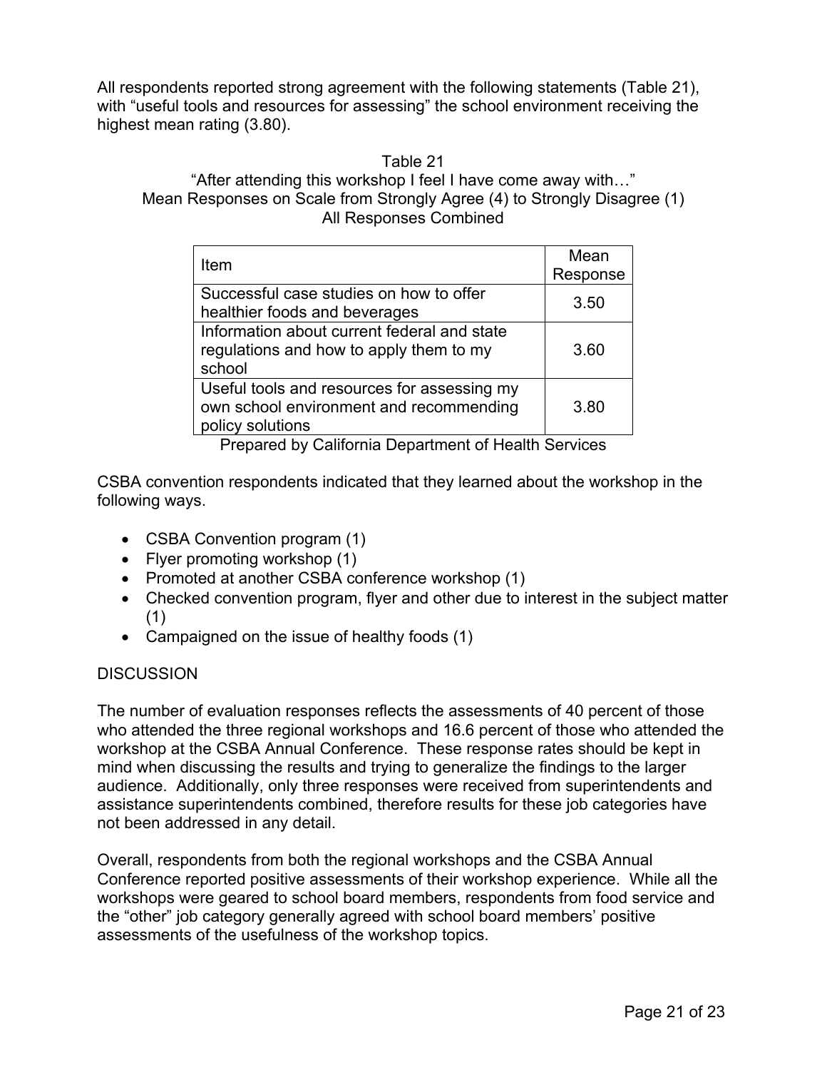All respondents reported strong agreement with the following statements (Table 21), with "useful tools and resources for assessing" the school environment receiving the highest mean rating (3.80).

Table 21
"After attending this workshop I feel I have come away with…"
Mean Responses on Scale from Strongly Agree (4) to Strongly Disagree (1)
All Responses Combined

| Item | Mean Response |
|---|---|
| Successful case studies on how to offer healthier foods and beverages | 3.50 |
| Information about current federal and state regulations and how to apply them to my school | 3.60 |
| Useful tools and resources for assessing my own school environment and recommending policy solutions | 3.80 |

Prepared by California Department of Health Services

CSBA convention respondents indicated that they learned about the workshop in the following ways.

- CSBA Convention program (1)
- Flyer promoting workshop (1)
- Promoted at another CSBA conference workshop (1)
- Checked convention program, flyer and other due to interest in the subject matter (1)
- Campaigned on the issue of healthy foods (1)

## DISCUSSION

The number of evaluation responses reflects the assessments of 40 percent of those who attended the three regional workshops and 16.6 percent of those who attended the workshop at the CSBA Annual Conference. These response rates should be kept in mind when discussing the results and trying to generalize the findings to the larger audience. Additionally, only three responses were received from superintendents and assistance superintendents combined, therefore results for these job categories have not been addressed in any detail.

Overall, respondents from both the regional workshops and the CSBA Annual Conference reported positive assessments of their workshop experience. While all the workshops were geared to school board members, respondents from food service and the "other" job category generally agreed with school board members' positive assessments of the usefulness of the workshop topics.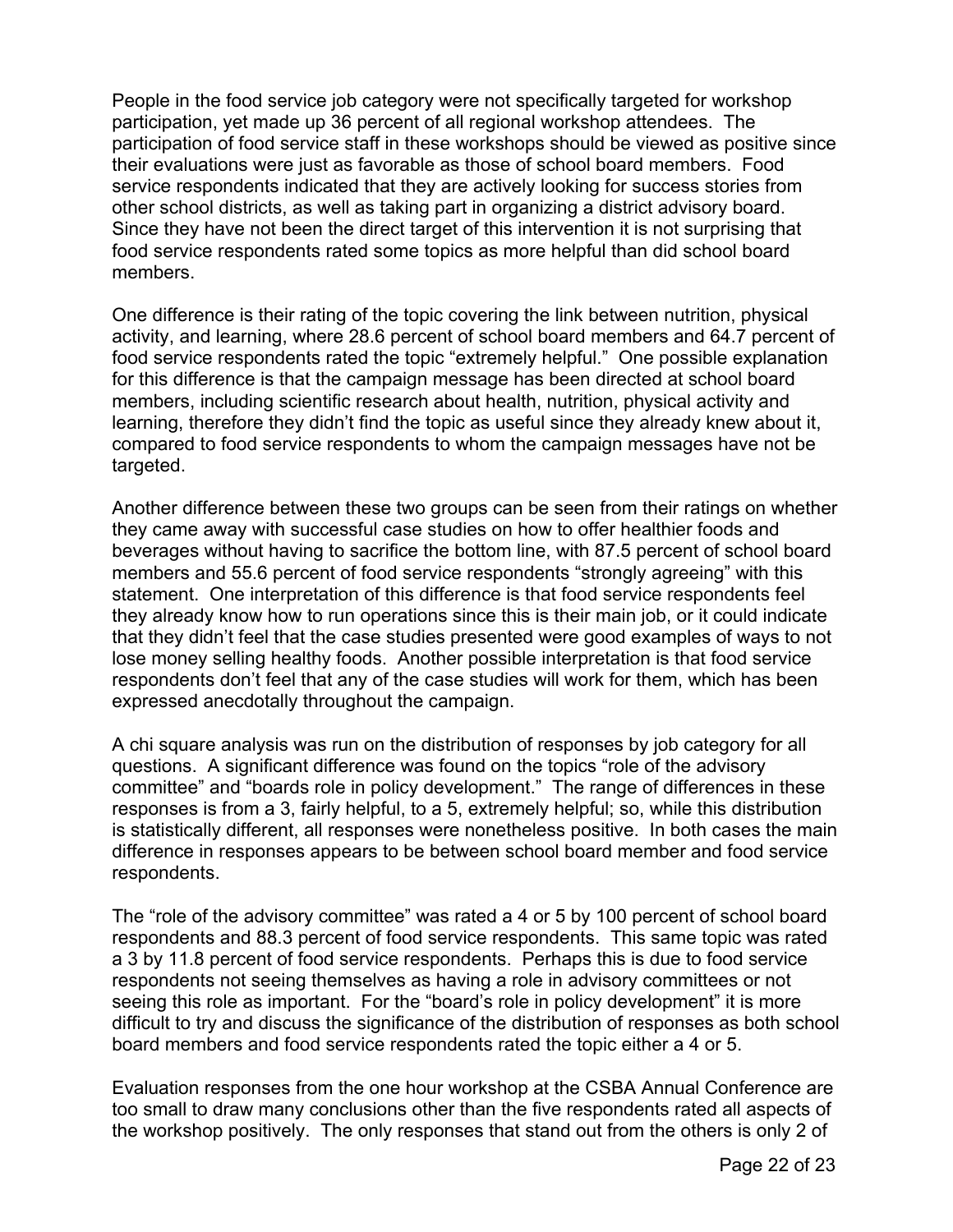People in the food service job category were not specifically targeted for workshop participation, yet made up 36 percent of all regional workshop attendees. The participation of food service staff in these workshops should be viewed as positive since their evaluations were just as favorable as those of school board members. Food service respondents indicated that they are actively looking for success stories from other school districts, as well as taking part in organizing a district advisory board. Since they have not been the direct target of this intervention it is not surprising that food service respondents rated some topics as more helpful than did school board members.

One difference is their rating of the topic covering the link between nutrition, physical activity, and learning, where 28.6 percent of school board members and 64.7 percent of food service respondents rated the topic "extremely helpful." One possible explanation for this difference is that the campaign message has been directed at school board members, including scientific research about health, nutrition, physical activity and learning, therefore they didn't find the topic as useful since they already knew about it, compared to food service respondents to whom the campaign messages have not be targeted.

Another difference between these two groups can be seen from their ratings on whether they came away with successful case studies on how to offer healthier foods and beverages without having to sacrifice the bottom line, with 87.5 percent of school board members and 55.6 percent of food service respondents "strongly agreeing" with this statement. One interpretation of this difference is that food service respondents feel they already know how to run operations since this is their main job, or it could indicate that they didn't feel that the case studies presented were good examples of ways to not lose money selling healthy foods. Another possible interpretation is that food service respondents don't feel that any of the case studies will work for them, which has been expressed anecdotally throughout the campaign.

A chi square analysis was run on the distribution of responses by job category for all questions. A significant difference was found on the topics "role of the advisory committee" and "boards role in policy development." The range of differences in these responses is from a 3, fairly helpful, to a 5, extremely helpful; so, while this distribution is statistically different, all responses were nonetheless positive. In both cases the main difference in responses appears to be between school board member and food service respondents.

The "role of the advisory committee" was rated a 4 or 5 by 100 percent of school board respondents and 88.3 percent of food service respondents. This same topic was rated a 3 by 11.8 percent of food service respondents. Perhaps this is due to food service respondents not seeing themselves as having a role in advisory committees or not seeing this role as important. For the "board's role in policy development" it is more difficult to try and discuss the significance of the distribution of responses as both school board members and food service respondents rated the topic either a 4 or 5.

Evaluation responses from the one hour workshop at the CSBA Annual Conference are too small to draw many conclusions other than the five respondents rated all aspects of the workshop positively. The only responses that stand out from the others is only 2 of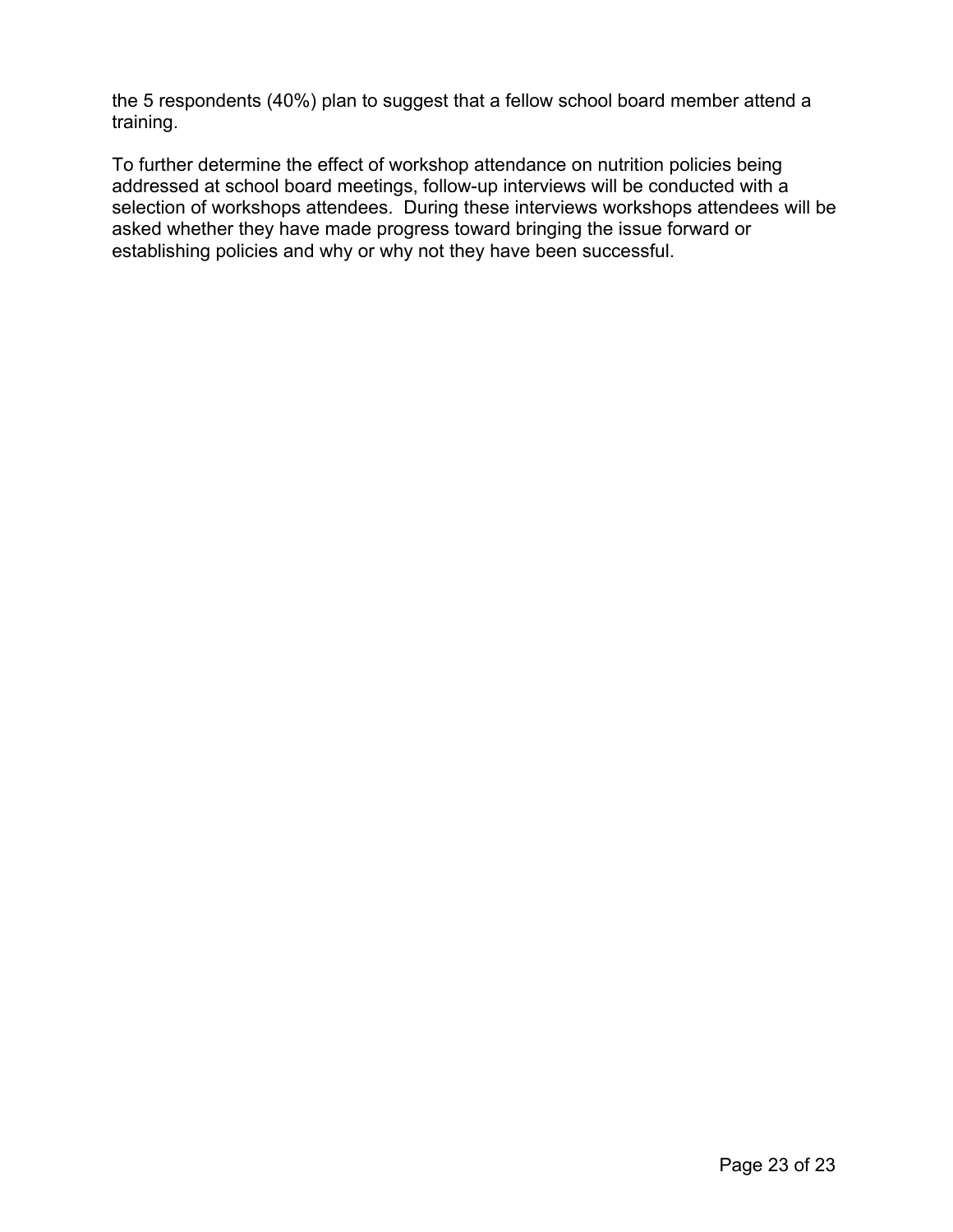the 5 respondents (40%) plan to suggest that a fellow school board member attend a training.

To further determine the effect of workshop attendance on nutrition policies being addressed at school board meetings, follow-up interviews will be conducted with a selection of workshops attendees. During these interviews workshops attendees will be asked whether they have made progress toward bringing the issue forward or establishing policies and why or why not they have been successful.